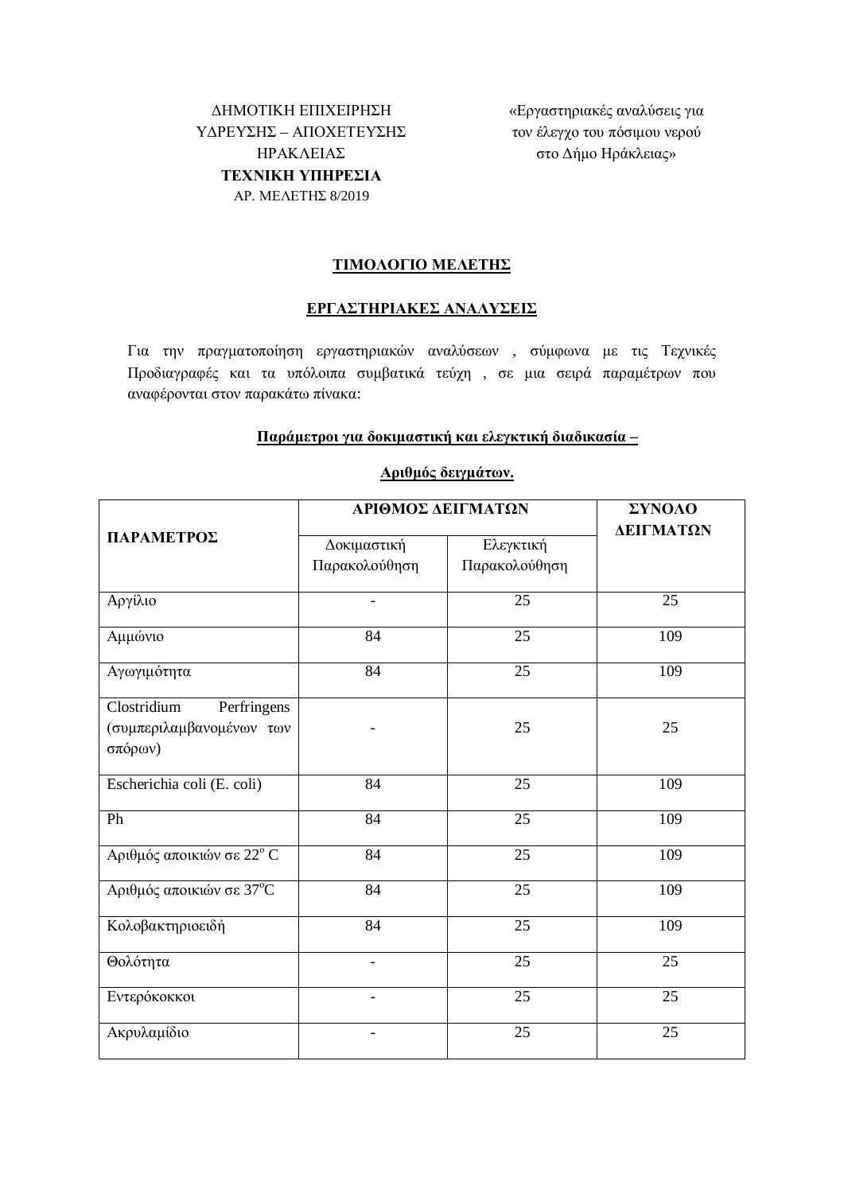ΔΗΜΟΤΙΚΗ ΕΠΙΧΕΙΡΗΣΗ
ΥΔΡΕΥΣΗΣ – ΑΠΟΧΕΤΕΥΣΗΣ
ΗΡΑΚΛΕΙΑΣ
**ΤΕΧΝΙΚΗ ΥΠΗΡΕΣΙΑ**
ΑΡ. ΜΕΛΕΤΗΣ 8/2019

«Εργαστηριακές αναλύσεις για τον έλεγχο του πόσιμου νερού στο Δήμο Ηράκλειας»

## ΤΙΜΟΛΟΓΙΟ ΜΕΛΕΤΗΣ

### ΕΡΓΑΣΤΗΡΙΑΚΕΣ ΑΝΑΛΥΣΕΙΣ

Για την πραγματοποίηση εργαστηριακών αναλύσεων , σύμφωνα με τις Τεχνικές Προδιαγραφές και τα υπόλοιπα συμβατικά τεύχη , σε μια σειρά παραμέτρων που αναφέρονται στον παρακάτω πίνακα:

**Παράμετροι για δοκιμαστική και ελεγκτική διαδικασία –**

**Αριθμός δειγμάτων.**

| ΠΑΡΑΜΕΤΡΟΣ | ΑΡΙΘΜΟΣ ΔΕΙΓΜΑΤΩΝ | | ΣΥΝΟΛΟ ΔΕΙΓΜΑΤΩΝ |
|---|---|---|---|
| | Δοκιμαστική Παρακολούθηση | Ελεγκτική Παρακολούθηση | |
| Αργίλιο | - | 25 | 25 |
| Αμμώνιο | 84 | 25 | 109 |
| Αγωγιμότητα | 84 | 25 | 109 |
| Clostridium Perfringens (συμπεριλαμβανομένων των σπόρων) | - | 25 | 25 |
| Escherichia coli (E. coli) | 84 | 25 | 109 |
| Ph | 84 | 25 | 109 |
| Αριθμός αποικιών σε $22^{o}$ C | 84 | 25 | 109 |
| Αριθμός αποικιών σε $37^{o}$C | 84 | 25 | 109 |
| Κολοβακτηριοειδή | 84 | 25 | 109 |
| Θολότητα | - | 25 | 25 |
| Εντερόκοκκοι | - | 25 | 25 |
| Ακρυλαμίδιο | - | 25 | 25 |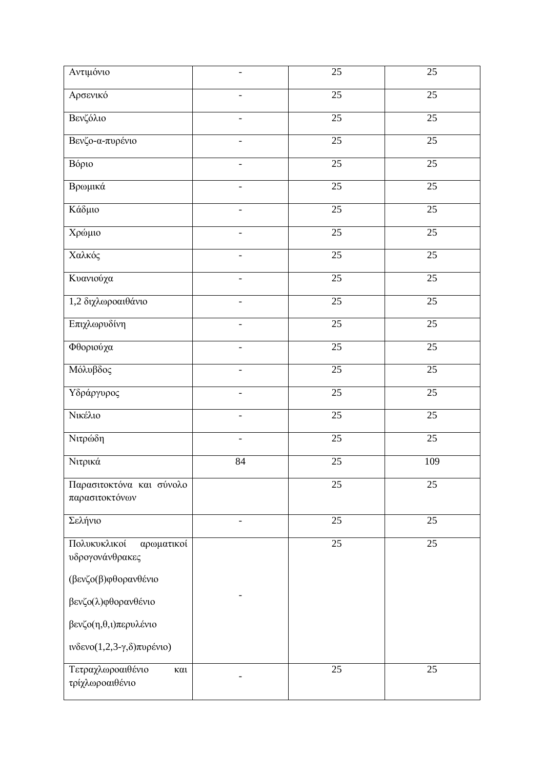| | | | |
|---|---|---|---|
| Αντιμόνιο | - | 25 | 25 |
| Αρσενικό | - | 25 | 25 |
| Βενζόλιο | - | 25 | 25 |
| Βενζο-α-πυρένιο | - | 25 | 25 |
| Βόριο | - | 25 | 25 |
| Βρωμικά | - | 25 | 25 |
| Κάδμιο | - | 25 | 25 |
| Χρώμιο | - | 25 | 25 |
| Χαλκός | - | 25 | 25 |
| Κυανιούχα | - | 25 | 25 |
| 1,2 διχλωροαιθάνιο | - | 25 | 25 |
| Επιχλωρυδίνη | - | 25 | 25 |
| Φθοριούχα | - | 25 | 25 |
| Μόλυβδος | - | 25 | 25 |
| Υδράργυρος | - | 25 | 25 |
| Νικέλιο | - | 25 | 25 |
| Νιτρώδη | - | 25 | 25 |
| Νιτρικά | 84 | 25 | 109 |
| Παρασιτοκτόνα και σύνολο παρασιτοκτόνων | | 25 | 25 |
| Σελήνιο | - | 25 | 25 |
| Πολυκυκλικοί αρωματικοί υδρογονάνθρακες (βενζο(β)φθορανθένιο βενζο(λ)φθορανθένιο βενζο(η,θ,ι)περυλένιο ινδενο(1,2,3-γ,δ)πυρένιο) | - | 25 | 25 |
| Τετραχλωροαιθένιο και τρίχλωροαιθένιο | - | 25 | 25 |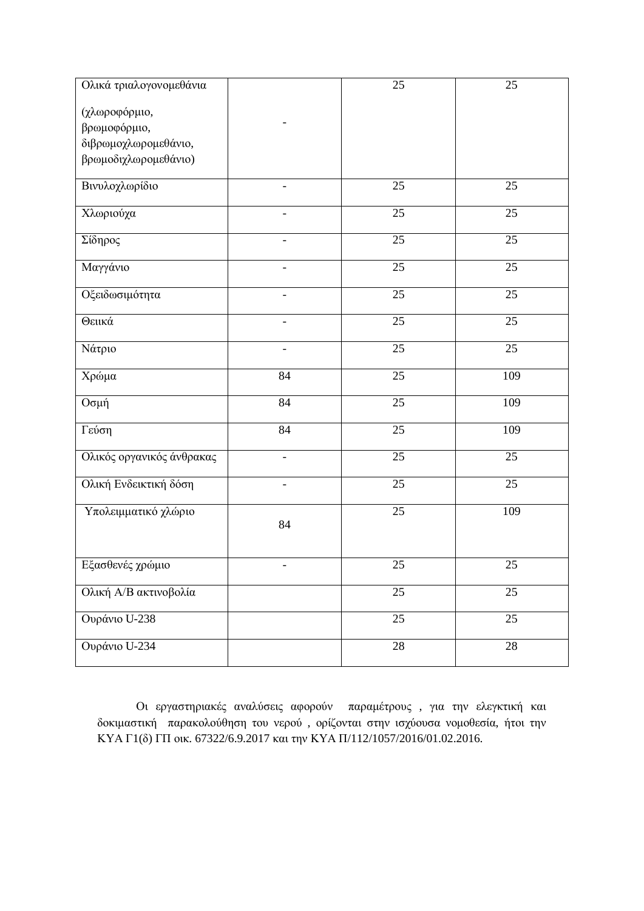| Ολικά τριαλογονομεθάνια<br><br>(χλωροφόρμιο, βρωμοφόρμιο, διβρωμοχλωρομεθάνιο, βρωμοδιχλωρομεθάνιο) | - | 25 | 25 |
|---|---|---|---|
| Βινυλοχλωρίδιο | - | 25 | 25 |
| Χλωριούχα | - | 25 | 25 |
| Σίδηρος | - | 25 | 25 |
| Μαγγάνιο | - | 25 | 25 |
| Οξειδωσιμότητα | - | 25 | 25 |
| Θειικά | - | 25 | 25 |
| Νάτριο | - | 25 | 25 |
| Χρώμα | 84 | 25 | 109 |
| Οσμή | 84 | 25 | 109 |
| Γεύση | 84 | 25 | 109 |
| Ολικός οργανικός άνθρακας | - | 25 | 25 |
| Ολική Ενδεικτική δόση | - | 25 | 25 |
| Υπολειμματικό χλώριο | 84 | 25 | 109 |
| Εξασθενές χρώμιο | - | 25 | 25 |
| Ολική Α/Β ακτινοβολία | | 25 | 25 |
| Ουράνιο U-238 | | 25 | 25 |
| Ουράνιο U-234 | | 28 | 28 |

Οι εργαστηριακές αναλύσεις αφορούν παραμέτρους , για την ελεγκτική και δοκιμαστική παρακολούθηση του νερού , ορίζονται στην ισχύουσα νομοθεσία, ήτοι την ΚΥΑ Γ1(δ) ΓΠ οικ. 67322/6.9.2017 και την ΚΥΑ Π/112/1057/2016/01.02.2016.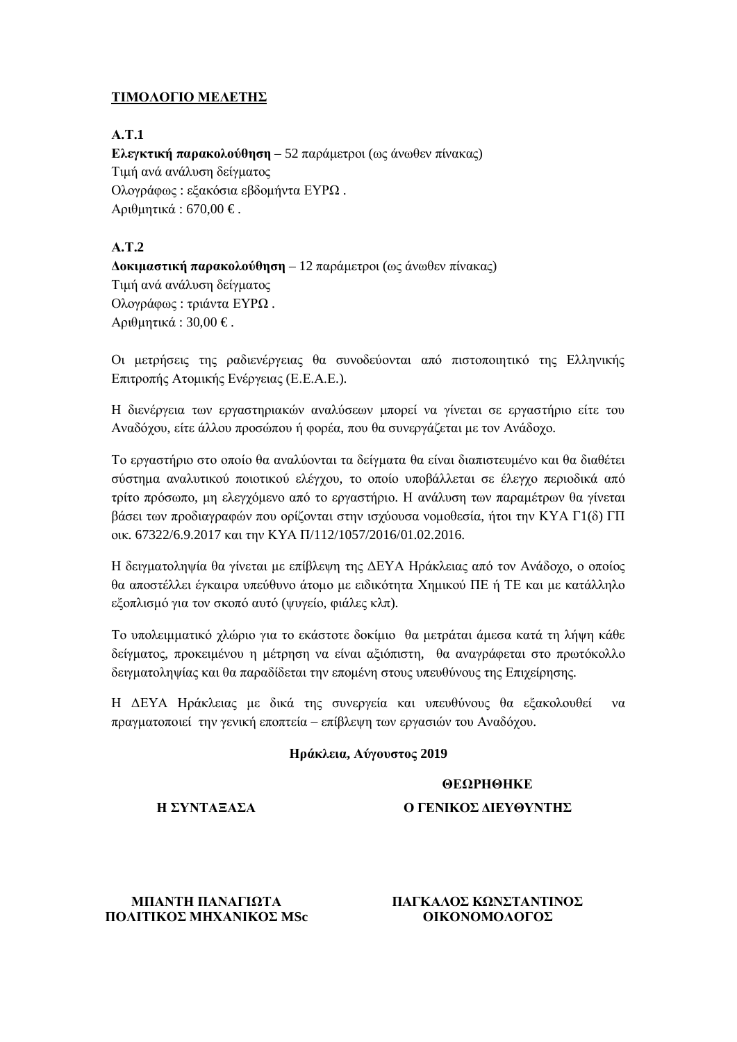**<u>ΤΙΜΟΛΟΓΙΟ ΜΕΛΕΤΗΣ</u>**

**Α.Τ.1**

**Ελεγκτική παρακολούθηση** – 52 παράμετροι (ως άνωθεν πίνακας)
Τιμή ανά ανάλυση δείγματος
Ολογράφως : εξακόσια εβδομήντα ΕΥΡΩ .
Αριθμητικά : 670,00 € .

**Α.Τ.2**

**Δοκιμαστική παρακολούθηση** – 12 παράμετροι (ως άνωθεν πίνακας)
Τιμή ανά ανάλυση δείγματος
Ολογράφως : τριάντα ΕΥΡΩ .
Αριθμητικά : 30,00 € .

Οι μετρήσεις της ραδιενέργειας θα συνοδεύονται από πιστοποιητικό της Ελληνικής Επιτροπής Ατομικής Ενέργειας (Ε.Ε.Α.Ε.).

Η διενέργεια των εργαστηριακών αναλύσεων μπορεί να γίνεται σε εργαστήριο είτε του Αναδόχου, είτε άλλου προσώπου ή φορέα, που θα συνεργάζεται με τον Ανάδοχο.

Το εργαστήριο στο οποίο θα αναλύονται τα δείγματα θα είναι διαπιστευμένο και θα διαθέτει σύστημα αναλυτικού ποιοτικού ελέγχου, το οποίο υποβάλλεται σε έλεγχο περιοδικά από τρίτο πρόσωπο, μη ελεγχόμενο από το εργαστήριο. Η ανάλυση των παραμέτρων θα γίνεται βάσει των προδιαγραφών που ορίζονται στην ισχύουσα νομοθεσία, ήτοι την ΚΥΑ Γ1(δ) ΓΠ οικ. 67322/6.9.2017 και την ΚΥΑ Π/112/1057/2016/01.02.2016.

Η δειγματοληψία θα γίνεται με επίβλεψη της ΔΕΥΑ Ηράκλειας από τον Ανάδοχο, ο οποίος θα αποστέλλει έγκαιρα υπεύθυνο άτομο με ειδικότητα Χημικού ΠΕ ή ΤΕ και με κατάλληλο εξοπλισμό για τον σκοπό αυτό (ψυγείο, φιάλες κλπ).

Το υπολειμματικό χλώριο για το εκάστοτε δοκίμιο θα μετράται άμεσα κατά τη λήψη κάθε δείγματος, προκειμένου η μέτρηση να είναι αξιόπιστη, θα αναγράφεται στο πρωτόκολλο δειγματοληψίας και θα παραδίδεται την επομένη στους υπευθύνους της Επιχείρησης.

Η ΔΕΥΑ Ηράκλειας με δικά της συνεργεία και υπευθύνους θα εξακολουθεί να πραγματοποιεί την γενική εποπτεία – επίβλεψη των εργασιών του Αναδόχου.

**Ηράκλεια, Αύγουστος 2019**

| | |
|---|---|
| | **ΘΕΩΡΗΘΗΚΕ** |
| **Η ΣΥΝΤΑΞΑΣΑ** | **Ο ΓΕΝΙΚΟΣ ΔΙΕΥΘΥΝΤΗΣ** |
| **ΜΠΑΝΤΗ ΠΑΝΑΓΙΩΤΑ** | **ΠΑΓΚΑΛΟΣ ΚΩΝΣΤΑΝΤΙΝΟΣ** |
| **ΠΟΛΙΤΙΚΟΣ ΜΗΧΑΝΙΚΟΣ MSc** | **ΟΙΚΟΝΟΜΟΛΟΓΟΣ** |